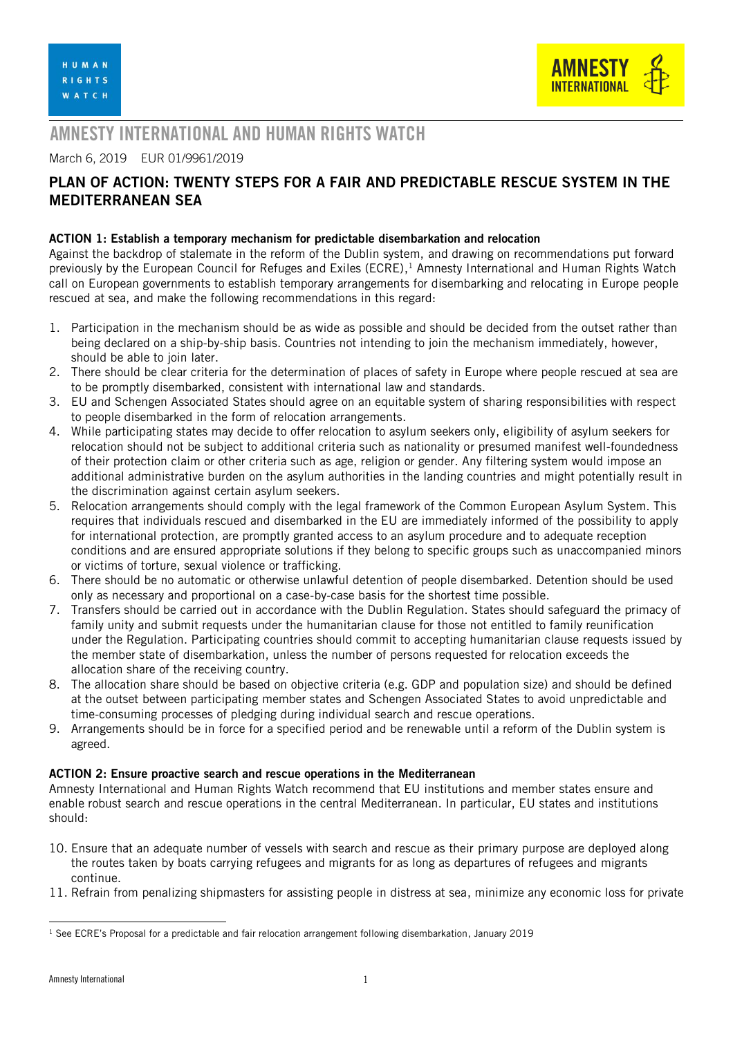# AMNESTY INTERNATIONAL AND HUMAN RIGHTS WATCH

March 6, 2019 EUR 01/9961/2019

## PLAN OF ACTION: TWENTY STEPS FOR A FAIR AND PREDICTABLE RESCUE SYSTEM IN THE MEDITERRANEAN SEA

### ACTION 1: Establish a temporary mechanism for predictable disembarkation and relocation

Against the backdrop of stalemate in the reform of the Dublin system, and drawing on recommendations put forward previously by the European Council for Refuges and Exiles (ECRE),[1] Amnesty International and Human Rights Watch call on European governments to establish temporary arrangements for disembarking and relocating in Europe people rescued at sea, and make the following recommendations in this regard:

1. Participation in the mechanism should be as wide as possible and should be decided from the outset rather than being declared on a ship-by-ship basis. Countries not intending to join the mechanism immediately, however, should be able to join later.
2. There should be clear criteria for the determination of places of safety in Europe where people rescued at sea are to be promptly disembarked, consistent with international law and standards.
3. EU and Schengen Associated States should agree on an equitable system of sharing responsibilities with respect to people disembarked in the form of relocation arrangements.
4. While participating states may decide to offer relocation to asylum seekers only, eligibility of asylum seekers for relocation should not be subject to additional criteria such as nationality or presumed manifest well-foundedness of their protection claim or other criteria such as age, religion or gender. Any filtering system would impose an additional administrative burden on the asylum authorities in the landing countries and might potentially result in the discrimination against certain asylum seekers.
5. Relocation arrangements should comply with the legal framework of the Common European Asylum System. This requires that individuals rescued and disembarked in the EU are immediately informed of the possibility to apply for international protection, are promptly granted access to an asylum procedure and to adequate reception conditions and are ensured appropriate solutions if they belong to specific groups such as unaccompanied minors or victims of torture, sexual violence or trafficking.
6. There should be no automatic or otherwise unlawful detention of people disembarked. Detention should be used only as necessary and proportional on a case-by-case basis for the shortest time possible.
7. Transfers should be carried out in accordance with the Dublin Regulation. States should safeguard the primacy of family unity and submit requests under the humanitarian clause for those not entitled to family reunification under the Regulation. Participating countries should commit to accepting humanitarian clause requests issued by the member state of disembarkation, unless the number of persons requested for relocation exceeds the allocation share of the receiving country.
8. The allocation share should be based on objective criteria (e.g. GDP and population size) and should be defined at the outset between participating member states and Schengen Associated States to avoid unpredictable and time-consuming processes of pledging during individual search and rescue operations.
9. Arrangements should be in force for a specified period and be renewable until a reform of the Dublin system is agreed.

### ACTION 2: Ensure proactive search and rescue operations in the Mediterranean

Amnesty International and Human Rights Watch recommend that EU institutions and member states ensure and enable robust search and rescue operations in the central Mediterranean. In particular, EU states and institutions should:

10. Ensure that an adequate number of vessels with search and rescue as their primary purpose are deployed along the routes taken by boats carrying refugees and migrants for as long as departures of refugees and migrants continue.
11. Refrain from penalizing shipmasters for assisting people in distress at sea, minimize any economic loss for private

[1] See ECRE's Proposal for a predictable and fair relocation arrangement following disembarkation, January 2019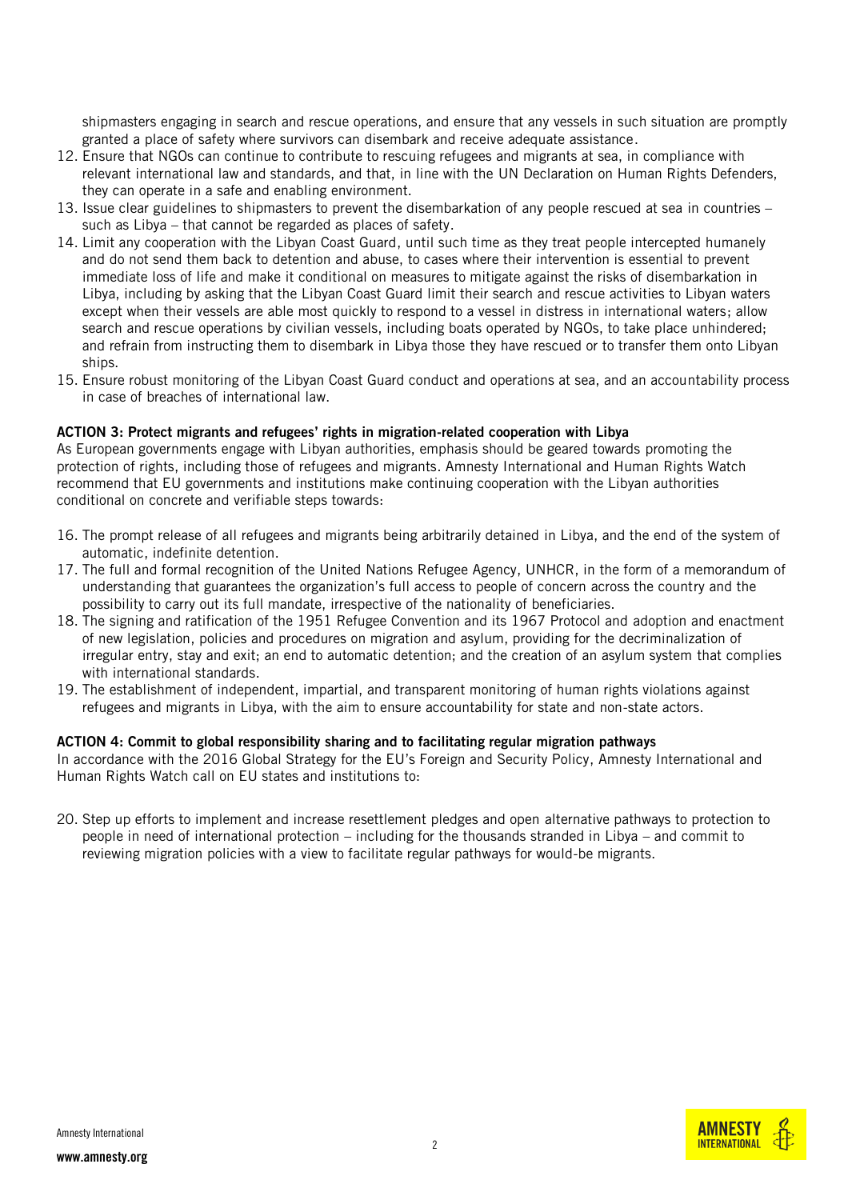shipmasters engaging in search and rescue operations, and ensure that any vessels in such situation are promptly granted a place of safety where survivors can disembark and receive adequate assistance.

12. Ensure that NGOs can continue to contribute to rescuing refugees and migrants at sea, in compliance with relevant international law and standards, and that, in line with the UN Declaration on Human Rights Defenders, they can operate in a safe and enabling environment.
13. Issue clear guidelines to shipmasters to prevent the disembarkation of any people rescued at sea in countries – such as Libya – that cannot be regarded as places of safety.
14. Limit any cooperation with the Libyan Coast Guard, until such time as they treat people intercepted humanely and do not send them back to detention and abuse, to cases where their intervention is essential to prevent immediate loss of life and make it conditional on measures to mitigate against the risks of disembarkation in Libya, including by asking that the Libyan Coast Guard limit their search and rescue activities to Libyan waters except when their vessels are able most quickly to respond to a vessel in distress in international waters; allow search and rescue operations by civilian vessels, including boats operated by NGOs, to take place unhindered; and refrain from instructing them to disembark in Libya those they have rescued or to transfer them onto Libyan ships.
15. Ensure robust monitoring of the Libyan Coast Guard conduct and operations at sea, and an accountability process in case of breaches of international law.

**ACTION 3: Protect migrants and refugees' rights in migration-related cooperation with Libya**

As European governments engage with Libyan authorities, emphasis should be geared towards promoting the protection of rights, including those of refugees and migrants. Amnesty International and Human Rights Watch recommend that EU governments and institutions make continuing cooperation with the Libyan authorities conditional on concrete and verifiable steps towards:

16. The prompt release of all refugees and migrants being arbitrarily detained in Libya, and the end of the system of automatic, indefinite detention.
17. The full and formal recognition of the United Nations Refugee Agency, UNHCR, in the form of a memorandum of understanding that guarantees the organization's full access to people of concern across the country and the possibility to carry out its full mandate, irrespective of the nationality of beneficiaries.
18. The signing and ratification of the 1951 Refugee Convention and its 1967 Protocol and adoption and enactment of new legislation, policies and procedures on migration and asylum, providing for the decriminalization of irregular entry, stay and exit; an end to automatic detention; and the creation of an asylum system that complies with international standards.
19. The establishment of independent, impartial, and transparent monitoring of human rights violations against refugees and migrants in Libya, with the aim to ensure accountability for state and non-state actors.

**ACTION 4: Commit to global responsibility sharing and to facilitating regular migration pathways**

In accordance with the 2016 Global Strategy for the EU's Foreign and Security Policy, Amnesty International and Human Rights Watch call on EU states and institutions to:

20. Step up efforts to implement and increase resettlement pledges and open alternative pathways to protection to people in need of international protection – including for the thousands stranded in Libya – and commit to reviewing migration policies with a view to facilitate regular pathways for would-be migrants.